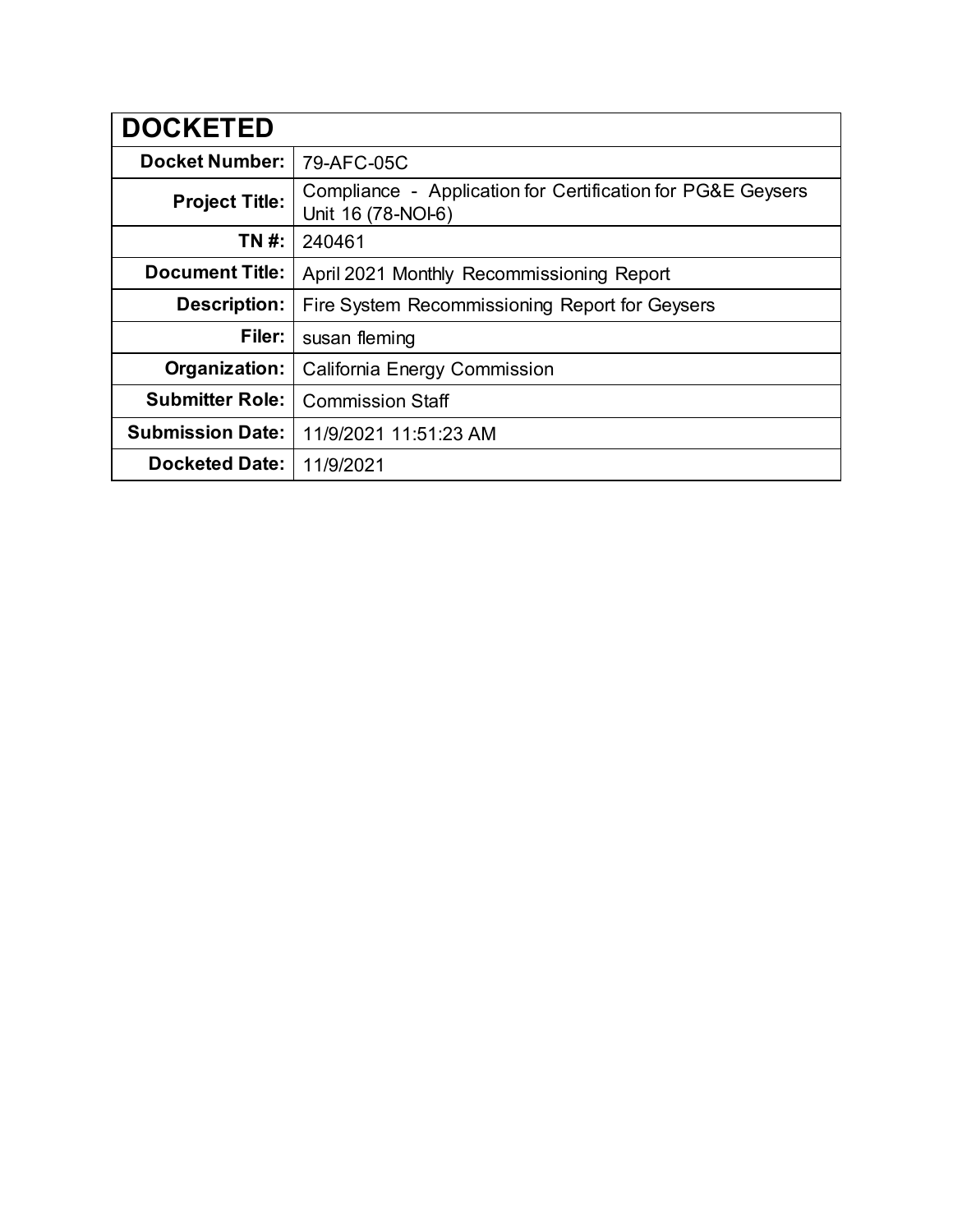| DOCKETED | |
|---|---|
| **Docket Number:** | 79-AFC-05C |
| **Project Title:** | Compliance - Application for Certification for PG&E Geysers Unit 16 (78-NOI-6) |
| **TN #:** | 240461 |
| **Document Title:** | April 2021 Monthly Recommissioning Report |
| **Description:** | Fire System Recommissioning Report for Geysers |
| **Filer:** | susan fleming |
| **Organization:** | California Energy Commission |
| **Submitter Role:** | Commission Staff |
| **Submission Date:** | 11/9/2021 11:51:23 AM |
| **Docketed Date:** | 11/9/2021 |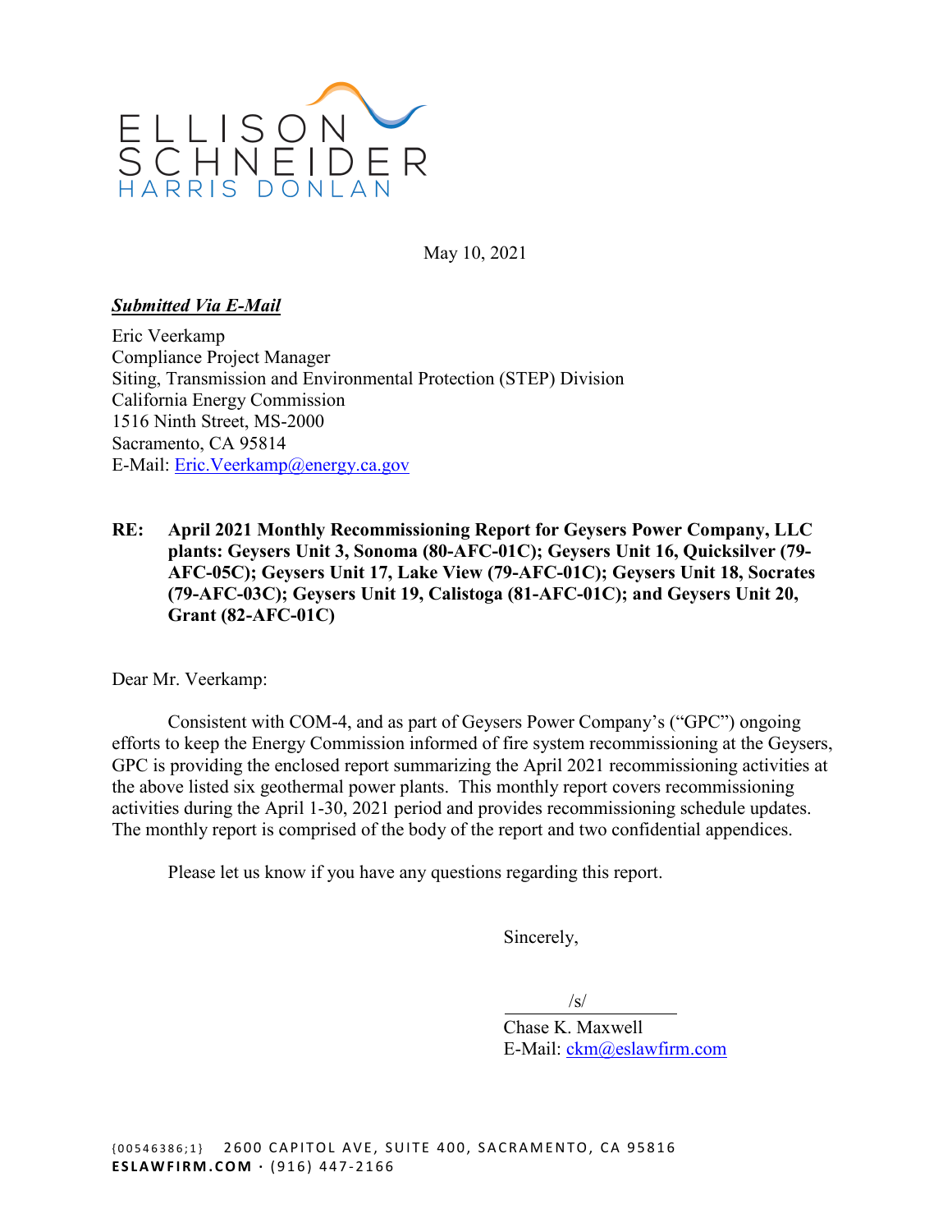ELLISON SCHNEIDER HARRIS DONLAN

May 10, 2021

***Submitted Via E-Mail***

Eric Veerkamp
Compliance Project Manager
Siting, Transmission and Environmental Protection (STEP) Division
California Energy Commission
1516 Ninth Street, MS-2000
Sacramento, CA 95814
E-Mail: Eric.Veerkamp@energy.ca.gov

**RE: April 2021 Monthly Recommissioning Report for Geysers Power Company, LLC plants: Geysers Unit 3, Sonoma (80-AFC-01C); Geysers Unit 16, Quicksilver (79-AFC-05C); Geysers Unit 17, Lake View (79-AFC-01C); Geysers Unit 18, Socrates (79-AFC-03C); Geysers Unit 19, Calistoga (81-AFC-01C); and Geysers Unit 20, Grant (82-AFC-01C)**

Dear Mr. Veerkamp:

Consistent with COM-4, and as part of Geysers Power Company's ("GPC") ongoing efforts to keep the Energy Commission informed of fire system recommissioning at the Geysers, GPC is providing the enclosed report summarizing the April 2021 recommissioning activities at the above listed six geothermal power plants. This monthly report covers recommissioning activities during the April 1-30, 2021 period and provides recommissioning schedule updates. The monthly report is comprised of the body of the report and two confidential appendices.

Please let us know if you have any questions regarding this report.

Sincerely,

/s/

Chase K. Maxwell
E-Mail: ckm@eslawfirm.com

{00546386;1} 2600 CAPITOL AVE, SUITE 400, SACRAMENTO, CA 95816
ESLAWFIRM.COM · (916) 447-2166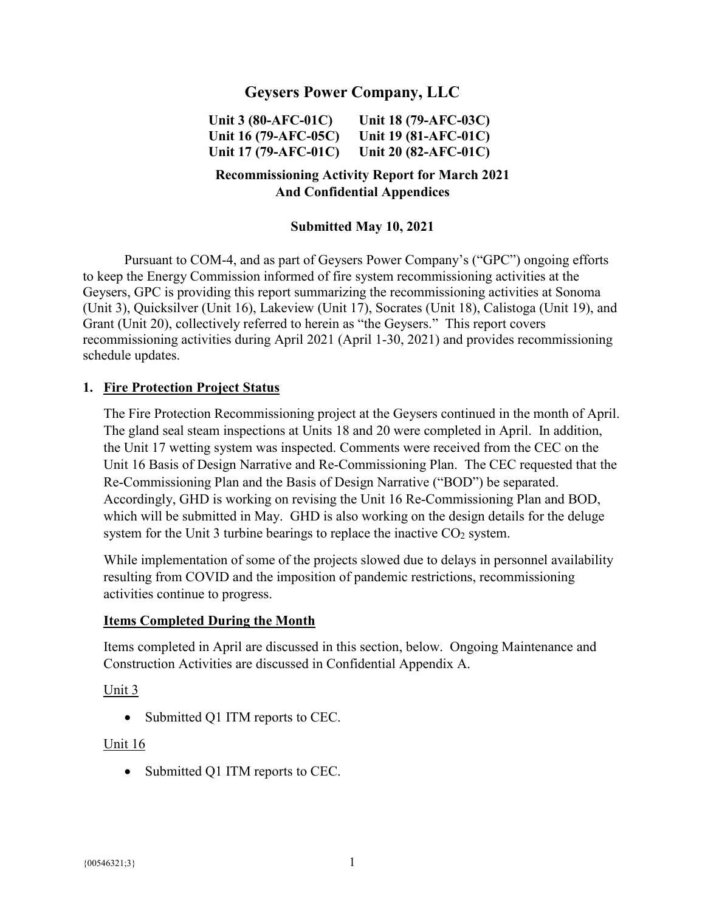# Geysers Power Company, LLC

**Unit 3 (80-AFC-01C) Unit 18 (79-AFC-03C)**
**Unit 16 (79-AFC-05C) Unit 19 (81-AFC-01C)**
**Unit 17 (79-AFC-01C) Unit 20 (82-AFC-01C)**

**Recommissioning Activity Report for March 2021**
**And Confidential Appendices**

**Submitted May 10, 2021**

Pursuant to COM-4, and as part of Geysers Power Company's ("GPC") ongoing efforts to keep the Energy Commission informed of fire system recommissioning activities at the Geysers, GPC is providing this report summarizing the recommissioning activities at Sonoma (Unit 3), Quicksilver (Unit 16), Lakeview (Unit 17), Socrates (Unit 18), Calistoga (Unit 19), and Grant (Unit 20), collectively referred to herein as "the Geysers." This report covers recommissioning activities during April 2021 (April 1-30, 2021) and provides recommissioning schedule updates.

## 1. Fire Protection Project Status

The Fire Protection Recommissioning project at the Geysers continued in the month of April. The gland seal steam inspections at Units 18 and 20 were completed in April. In addition, the Unit 17 wetting system was inspected. Comments were received from the CEC on the Unit 16 Basis of Design Narrative and Re-Commissioning Plan. The CEC requested that the Re-Commissioning Plan and the Basis of Design Narrative ("BOD") be separated. Accordingly, GHD is working on revising the Unit 16 Re-Commissioning Plan and BOD, which will be submitted in May. GHD is also working on the design details for the deluge system for the Unit 3 turbine bearings to replace the inactive $CO_2$ system.

While implementation of some of the projects slowed due to delays in personnel availability resulting from COVID and the imposition of pandemic restrictions, recommissioning activities continue to progress.

### Items Completed During the Month

Items completed in April are discussed in this section, below. Ongoing Maintenance and Construction Activities are discussed in Confidential Appendix A.

Unit 3

- Submitted Q1 ITM reports to CEC.

Unit 16

- Submitted Q1 ITM reports to CEC.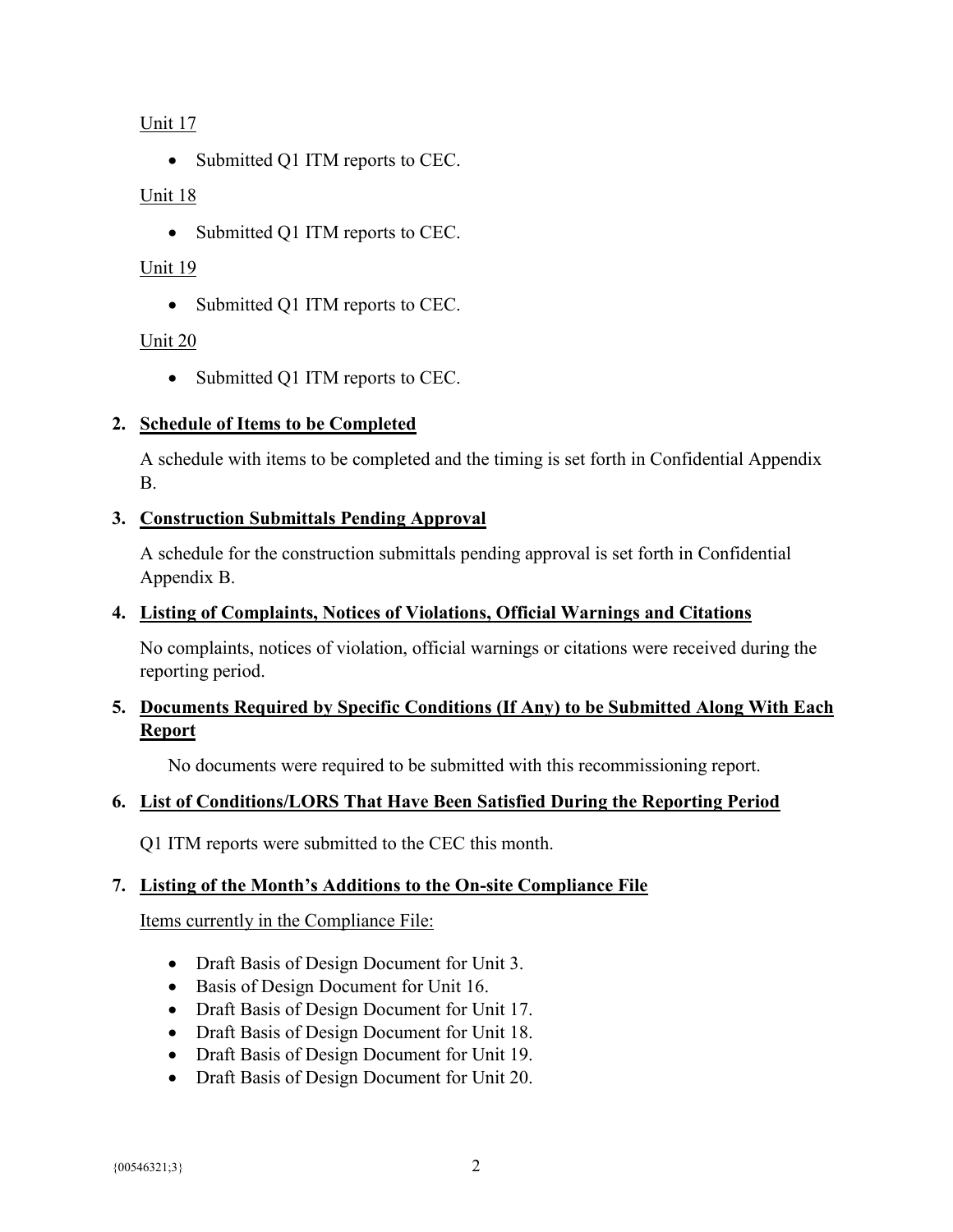Unit 17

- Submitted Q1 ITM reports to CEC.

Unit 18

- Submitted Q1 ITM reports to CEC.

Unit 19

- Submitted Q1 ITM reports to CEC.

Unit 20

- Submitted Q1 ITM reports to CEC.

**2. Schedule of Items to be Completed**

A schedule with items to be completed and the timing is set forth in Confidential Appendix B.

**3. Construction Submittals Pending Approval**

A schedule for the construction submittals pending approval is set forth in Confidential Appendix B.

**4. Listing of Complaints, Notices of Violations, Official Warnings and Citations**

No complaints, notices of violation, official warnings or citations were received during the reporting period.

**5. Documents Required by Specific Conditions (If Any) to be Submitted Along With Each Report**

No documents were required to be submitted with this recommissioning report.

**6. List of Conditions/LORS That Have Been Satisfied During the Reporting Period**

Q1 ITM reports were submitted to the CEC this month.

**7. Listing of the Month's Additions to the On-site Compliance File**

Items currently in the Compliance File:

- Draft Basis of Design Document for Unit 3.
- Basis of Design Document for Unit 16.
- Draft Basis of Design Document for Unit 17.
- Draft Basis of Design Document for Unit 18.
- Draft Basis of Design Document for Unit 19.
- Draft Basis of Design Document for Unit 20.

{00546321;3}